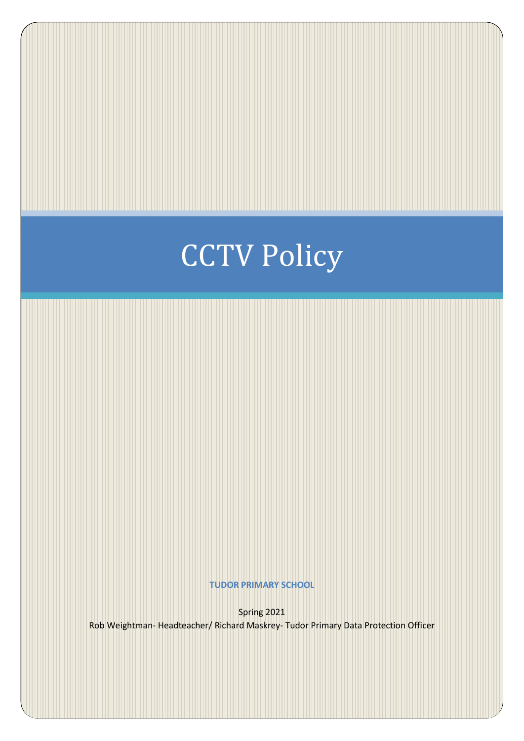# CCTV Policy

**TUDOR PRIMARY SCHOOL**

Spring 2021

Rob Weightman- Headteacher/ Richard Maskrey- Tudor Primary Data Protection Officer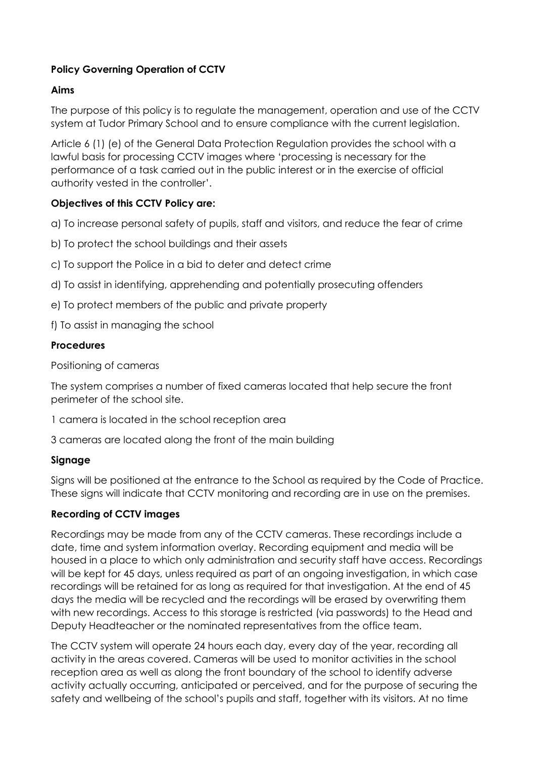**Policy Governing Operation of CCTV**

**Aims**

The purpose of this policy is to regulate the management, operation and use of the CCTV system at Tudor Primary School and to ensure compliance with the current legislation.

Article 6 (1) (e) of the General Data Protection Regulation provides the school with a lawful basis for processing CCTV images where 'processing is necessary for the performance of a task carried out in the public interest or in the exercise of official authority vested in the controller'.

**Objectives of this CCTV Policy are:**

a) To increase personal safety of pupils, staff and visitors, and reduce the fear of crime

b) To protect the school buildings and their assets

c) To support the Police in a bid to deter and detect crime

d) To assist in identifying, apprehending and potentially prosecuting offenders

e) To protect members of the public and private property

f) To assist in managing the school

**Procedures**

Positioning of cameras

The system comprises a number of fixed cameras located that help secure the front perimeter of the school site.

1 camera is located in the school reception area

3 cameras are located along the front of the main building

**Signage**

Signs will be positioned at the entrance to the School as required by the Code of Practice. These signs will indicate that CCTV monitoring and recording are in use on the premises.

**Recording of CCTV images**

Recordings may be made from any of the CCTV cameras. These recordings include a date, time and system information overlay. Recording equipment and media will be housed in a place to which only administration and security staff have access. Recordings will be kept for 45 days, unless required as part of an ongoing investigation, in which case recordings will be retained for as long as required for that investigation. At the end of 45 days the media will be recycled and the recordings will be erased by overwriting them with new recordings. Access to this storage is restricted (via passwords) to the Head and Deputy Headteacher or the nominated representatives from the office team.

The CCTV system will operate 24 hours each day, every day of the year, recording all activity in the areas covered. Cameras will be used to monitor activities in the school reception area as well as along the front boundary of the school to identify adverse activity actually occurring, anticipated or perceived, and for the purpose of securing the safety and wellbeing of the school's pupils and staff, together with its visitors. At no time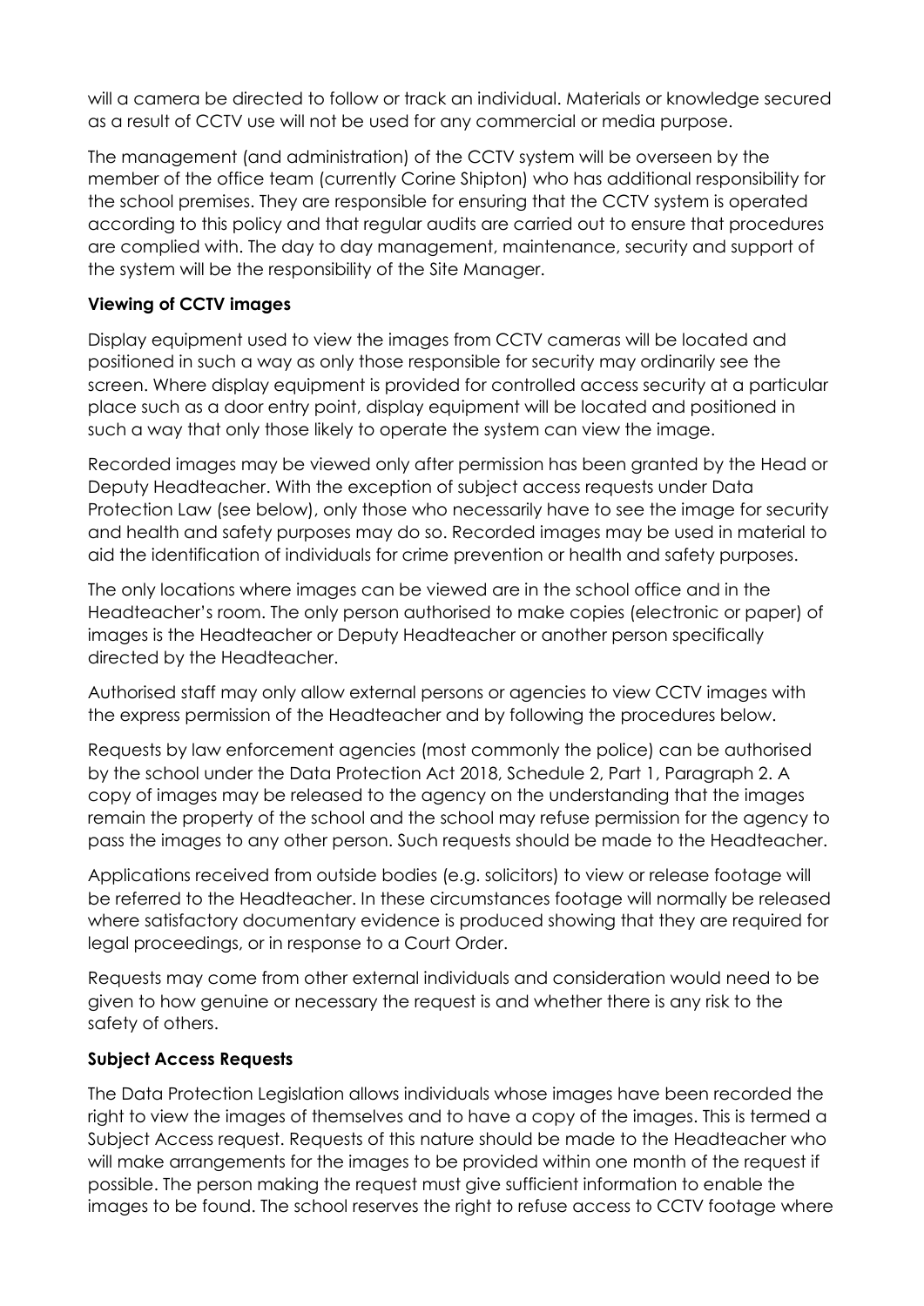will a camera be directed to follow or track an individual. Materials or knowledge secured as a result of CCTV use will not be used for any commercial or media purpose.

The management (and administration) of the CCTV system will be overseen by the member of the office team (currently Corine Shipton) who has additional responsibility for the school premises. They are responsible for ensuring that the CCTV system is operated according to this policy and that regular audits are carried out to ensure that procedures are complied with. The day to day management, maintenance, security and support of the system will be the responsibility of the Site Manager.

**Viewing of CCTV images**

Display equipment used to view the images from CCTV cameras will be located and positioned in such a way as only those responsible for security may ordinarily see the screen. Where display equipment is provided for controlled access security at a particular place such as a door entry point, display equipment will be located and positioned in such a way that only those likely to operate the system can view the image.

Recorded images may be viewed only after permission has been granted by the Head or Deputy Headteacher. With the exception of subject access requests under Data Protection Law (see below), only those who necessarily have to see the image for security and health and safety purposes may do so. Recorded images may be used in material to aid the identification of individuals for crime prevention or health and safety purposes.

The only locations where images can be viewed are in the school office and in the Headteacher's room. The only person authorised to make copies (electronic or paper) of images is the Headteacher or Deputy Headteacher or another person specifically directed by the Headteacher.

Authorised staff may only allow external persons or agencies to view CCTV images with the express permission of the Headteacher and by following the procedures below.

Requests by law enforcement agencies (most commonly the police) can be authorised by the school under the Data Protection Act 2018, Schedule 2, Part 1, Paragraph 2. A copy of images may be released to the agency on the understanding that the images remain the property of the school and the school may refuse permission for the agency to pass the images to any other person. Such requests should be made to the Headteacher.

Applications received from outside bodies (e.g. solicitors) to view or release footage will be referred to the Headteacher. In these circumstances footage will normally be released where satisfactory documentary evidence is produced showing that they are required for legal proceedings, or in response to a Court Order.

Requests may come from other external individuals and consideration would need to be given to how genuine or necessary the request is and whether there is any risk to the safety of others.

**Subject Access Requests**

The Data Protection Legislation allows individuals whose images have been recorded the right to view the images of themselves and to have a copy of the images. This is termed a Subject Access request. Requests of this nature should be made to the Headteacher who will make arrangements for the images to be provided within one month of the request if possible. The person making the request must give sufficient information to enable the images to be found. The school reserves the right to refuse access to CCTV footage where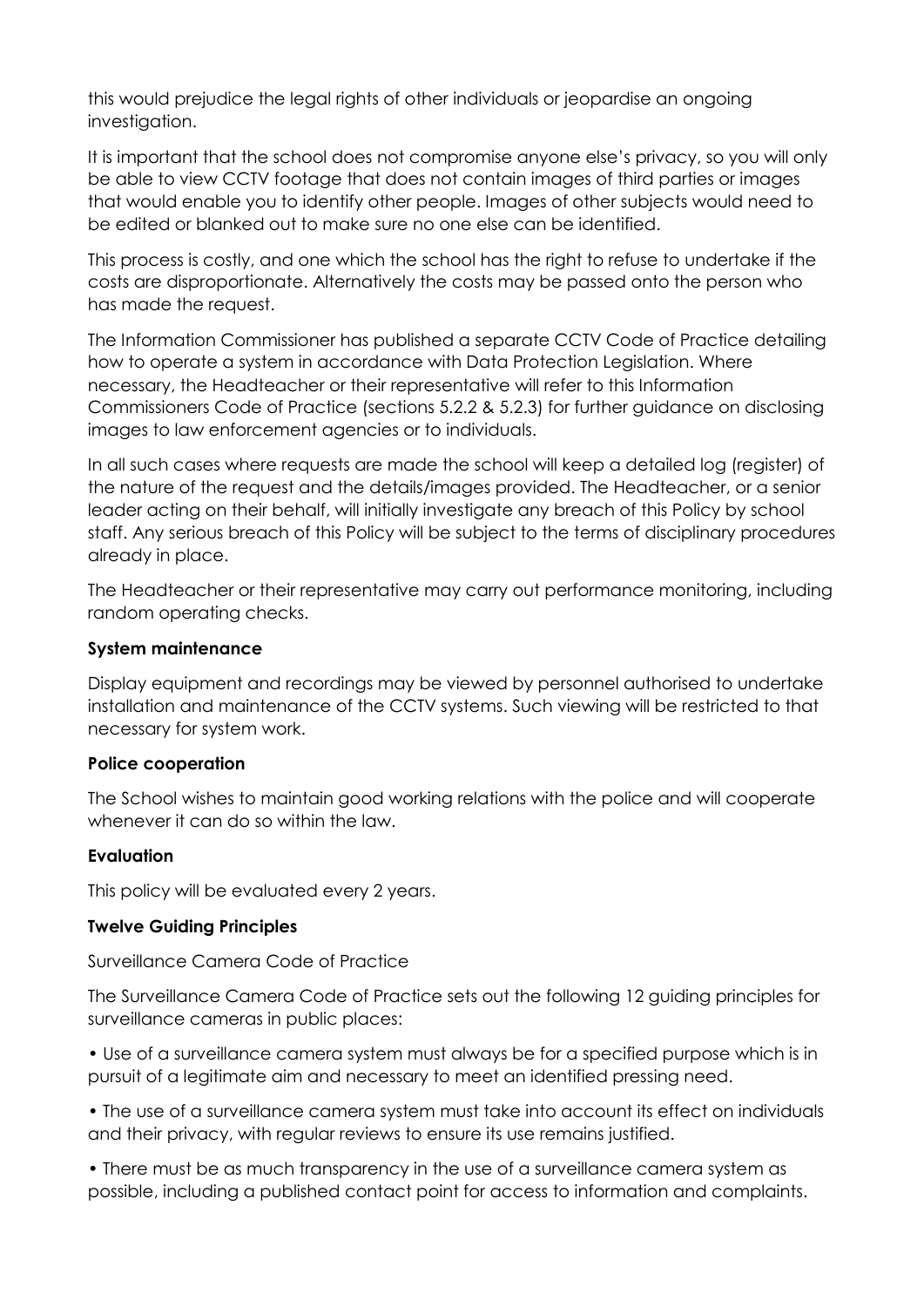this would prejudice the legal rights of other individuals or jeopardise an ongoing investigation.

It is important that the school does not compromise anyone else's privacy, so you will only be able to view CCTV footage that does not contain images of third parties or images that would enable you to identify other people. Images of other subjects would need to be edited or blanked out to make sure no one else can be identified.

This process is costly, and one which the school has the right to refuse to undertake if the costs are disproportionate. Alternatively the costs may be passed onto the person who has made the request.

The Information Commissioner has published a separate CCTV Code of Practice detailing how to operate a system in accordance with Data Protection Legislation. Where necessary, the Headteacher or their representative will refer to this Information Commissioners Code of Practice (sections 5.2.2 & 5.2.3) for further guidance on disclosing images to law enforcement agencies or to individuals.

In all such cases where requests are made the school will keep a detailed log (register) of the nature of the request and the details/images provided. The Headteacher, or a senior leader acting on their behalf, will initially investigate any breach of this Policy by school staff. Any serious breach of this Policy will be subject to the terms of disciplinary procedures already in place.

The Headteacher or their representative may carry out performance monitoring, including random operating checks.

**System maintenance**

Display equipment and recordings may be viewed by personnel authorised to undertake installation and maintenance of the CCTV systems. Such viewing will be restricted to that necessary for system work.

**Police cooperation**

The School wishes to maintain good working relations with the police and will cooperate whenever it can do so within the law.

**Evaluation**

This policy will be evaluated every 2 years.

**Twelve Guiding Principles**

Surveillance Camera Code of Practice

The Surveillance Camera Code of Practice sets out the following 12 guiding principles for surveillance cameras in public places:

- Use of a surveillance camera system must always be for a specified purpose which is in pursuit of a legitimate aim and necessary to meet an identified pressing need.

- The use of a surveillance camera system must take into account its effect on individuals and their privacy, with regular reviews to ensure its use remains justified.

- There must be as much transparency in the use of a surveillance camera system as possible, including a published contact point for access to information and complaints.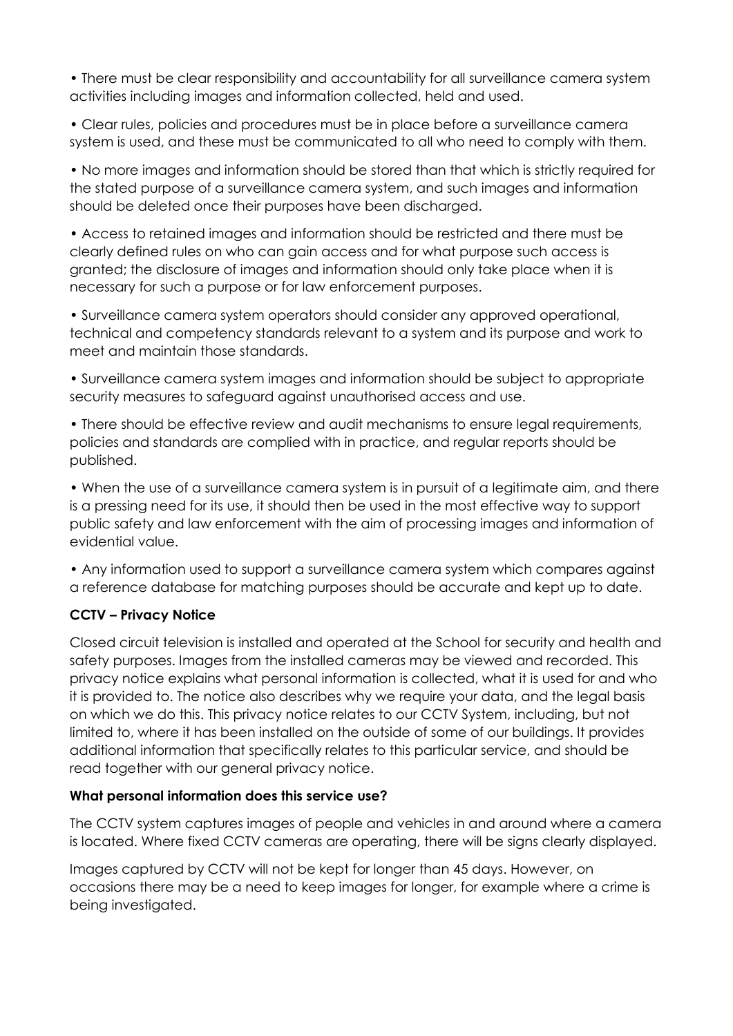- There must be clear responsibility and accountability for all surveillance camera system activities including images and information collected, held and used.
- Clear rules, policies and procedures must be in place before a surveillance camera system is used, and these must be communicated to all who need to comply with them.
- No more images and information should be stored than that which is strictly required for the stated purpose of a surveillance camera system, and such images and information should be deleted once their purposes have been discharged.
- Access to retained images and information should be restricted and there must be clearly defined rules on who can gain access and for what purpose such access is granted; the disclosure of images and information should only take place when it is necessary for such a purpose or for law enforcement purposes.
- Surveillance camera system operators should consider any approved operational, technical and competency standards relevant to a system and its purpose and work to meet and maintain those standards.
- Surveillance camera system images and information should be subject to appropriate security measures to safeguard against unauthorised access and use.
- There should be effective review and audit mechanisms to ensure legal requirements, policies and standards are complied with in practice, and regular reports should be published.
- When the use of a surveillance camera system is in pursuit of a legitimate aim, and there is a pressing need for its use, it should then be used in the most effective way to support public safety and law enforcement with the aim of processing images and information of evidential value.
- Any information used to support a surveillance camera system which compares against a reference database for matching purposes should be accurate and kept up to date.

**CCTV – Privacy Notice**

Closed circuit television is installed and operated at the School for security and health and safety purposes. Images from the installed cameras may be viewed and recorded. This privacy notice explains what personal information is collected, what it is used for and who it is provided to. The notice also describes why we require your data, and the legal basis on which we do this. This privacy notice relates to our CCTV System, including, but not limited to, where it has been installed on the outside of some of our buildings. It provides additional information that specifically relates to this particular service, and should be read together with our general privacy notice.

**What personal information does this service use?**

The CCTV system captures images of people and vehicles in and around where a camera is located. Where fixed CCTV cameras are operating, there will be signs clearly displayed.

Images captured by CCTV will not be kept for longer than 45 days. However, on occasions there may be a need to keep images for longer, for example where a crime is being investigated.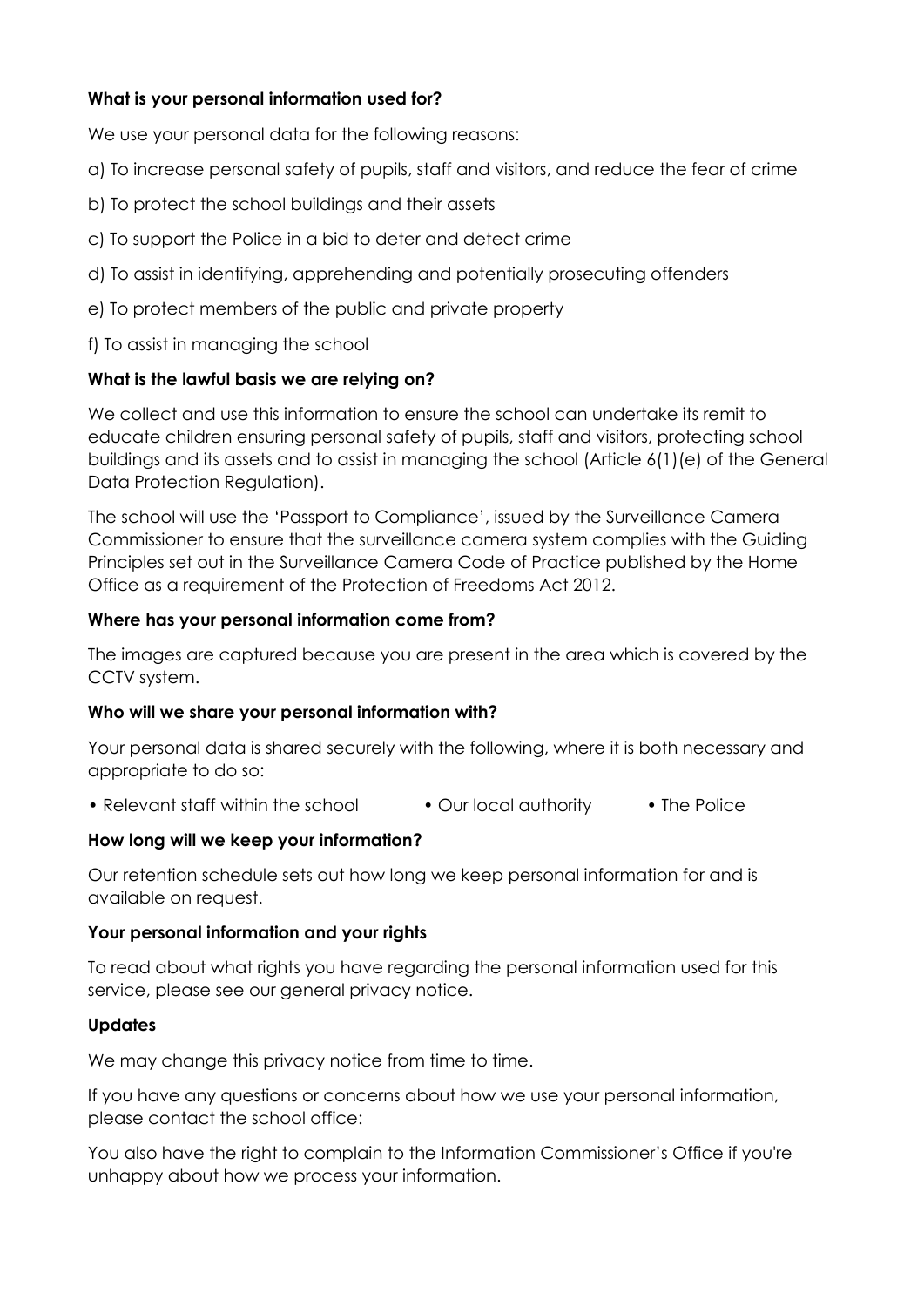**What is your personal information used for?**

We use your personal data for the following reasons:

a) To increase personal safety of pupils, staff and visitors, and reduce the fear of crime

b) To protect the school buildings and their assets

c) To support the Police in a bid to deter and detect crime

d) To assist in identifying, apprehending and potentially prosecuting offenders

e) To protect members of the public and private property

f) To assist in managing the school

**What is the lawful basis we are relying on?**

We collect and use this information to ensure the school can undertake its remit to educate children ensuring personal safety of pupils, staff and visitors, protecting school buildings and its assets and to assist in managing the school (Article 6(1)(e) of the General Data Protection Regulation).

The school will use the 'Passport to Compliance', issued by the Surveillance Camera Commissioner to ensure that the surveillance camera system complies with the Guiding Principles set out in the Surveillance Camera Code of Practice published by the Home Office as a requirement of the Protection of Freedoms Act 2012.

**Where has your personal information come from?**

The images are captured because you are present in the area which is covered by the CCTV system.

**Who will we share your personal information with?**

Your personal data is shared securely with the following, where it is both necessary and appropriate to do so:

- Relevant staff within the school
- Our local authority
- The Police

**How long will we keep your information?**

Our retention schedule sets out how long we keep personal information for and is available on request.

**Your personal information and your rights**

To read about what rights you have regarding the personal information used for this service, please see our general privacy notice.

**Updates**

We may change this privacy notice from time to time.

If you have any questions or concerns about how we use your personal information, please contact the school office:

You also have the right to complain to the Information Commissioner's Office if you're unhappy about how we process your information.